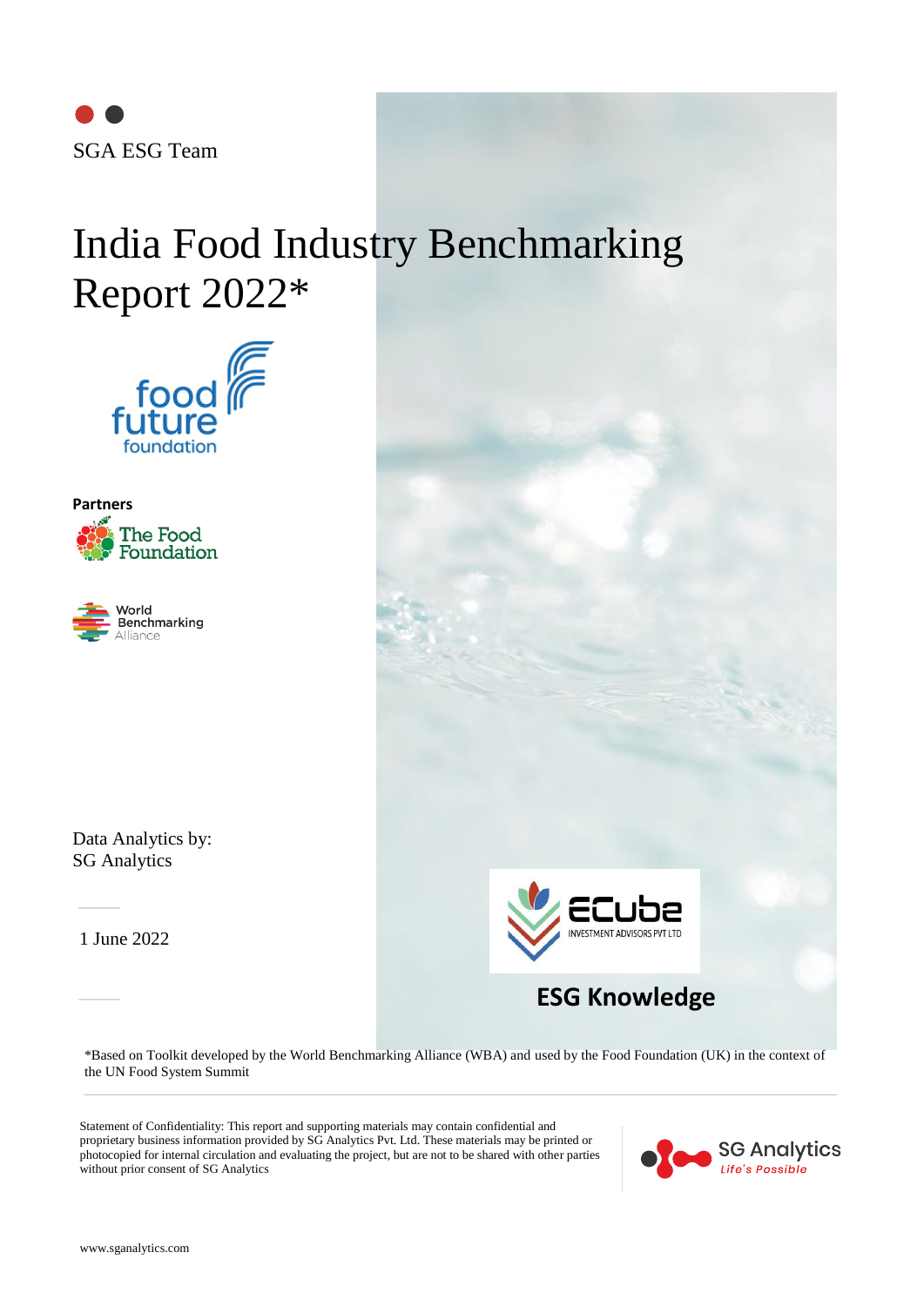SGA ESG Team

# India Food Industry Benchmarking Report 2022*

food future foundation

**Partners**

The Food Foundation

World Benchmarking Alliance

Data Analytics by:
SG Analytics

1 June 2022

ECube INVESTMENT ADVISORS PVT LTD

**ESG Knowledge**

*Based on Toolkit developed by the World Benchmarking Alliance (WBA) and used by the Food Foundation (UK) in the context of the UN Food System Summit

Statement of Confidentiality: This report and supporting materials may contain confidential and proprietary business information provided by SG Analytics Pvt. Ltd. These materials may be printed or photocopied for internal circulation and evaluating the project, but are not to be shared with other parties without prior consent of SG Analytics

SG Analytics
Life's Possible

www.sganalytics.com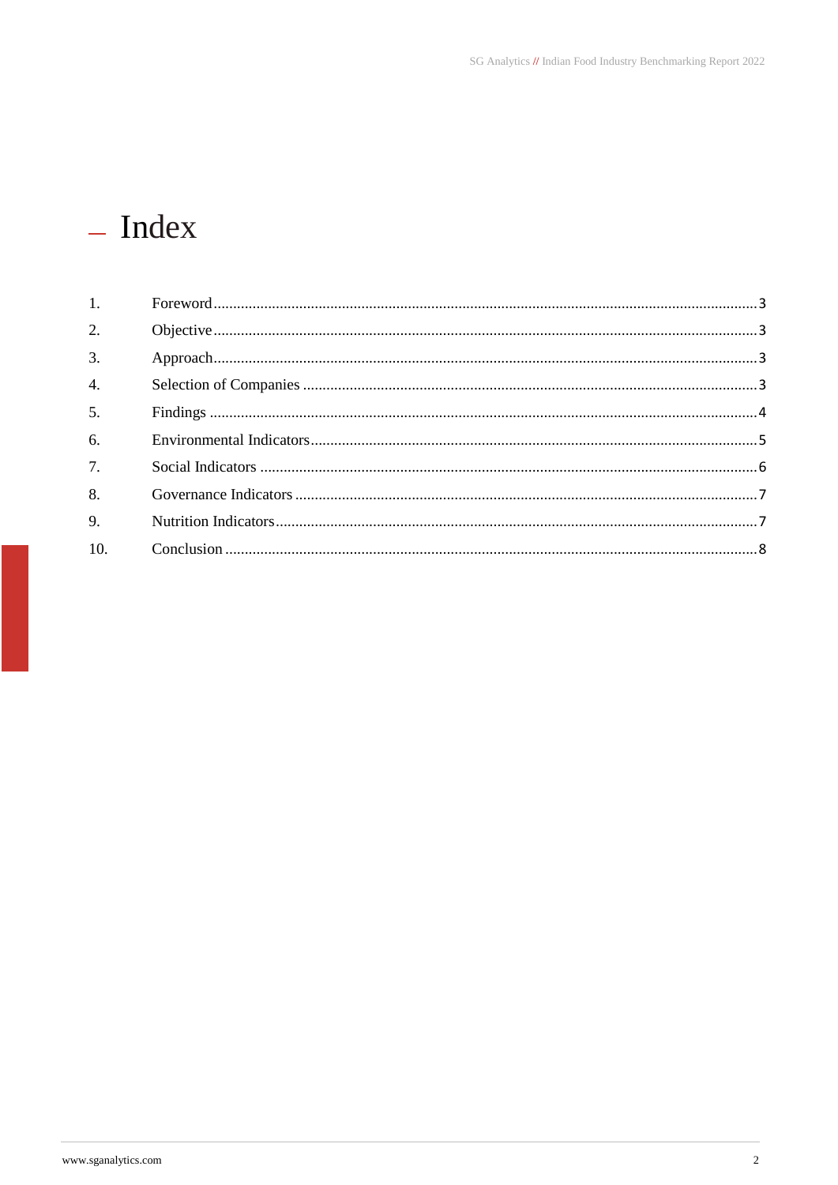# Index

1. Foreword ........ 3
2. Objective ........ 3
3. Approach ........ 3
4. Selection of Companies ........ 3
5. Findings ........ 4
6. Environmental Indicators ........ 5
7. Social Indicators ........ 6
8. Governance Indicators ........ 7
9. Nutrition Indicators ........ 7
10. Conclusion ........ 8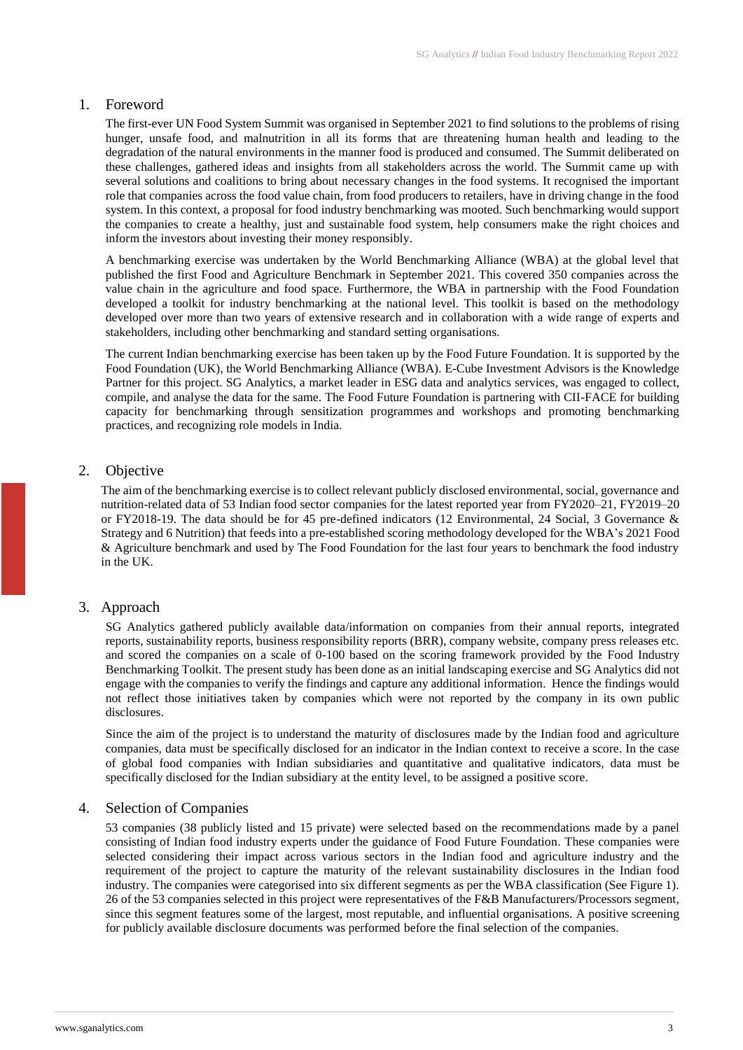## 1. Foreword

The first-ever UN Food System Summit was organised in September 2021 to find solutions to the problems of rising hunger, unsafe food, and malnutrition in all its forms that are threatening human health and leading to the degradation of the natural environments in the manner food is produced and consumed. The Summit deliberated on these challenges, gathered ideas and insights from all stakeholders across the world. The Summit came up with several solutions and coalitions to bring about necessary changes in the food systems. It recognised the important role that companies across the food value chain, from food producers to retailers, have in driving change in the food system. In this context, a proposal for food industry benchmarking was mooted. Such benchmarking would support the companies to create a healthy, just and sustainable food system, help consumers make the right choices and inform the investors about investing their money responsibly.

A benchmarking exercise was undertaken by the World Benchmarking Alliance (WBA) at the global level that published the first Food and Agriculture Benchmark in September 2021. This covered 350 companies across the value chain in the agriculture and food space. Furthermore, the WBA in partnership with the Food Foundation developed a toolkit for industry benchmarking at the national level. This toolkit is based on the methodology developed over more than two years of extensive research and in collaboration with a wide range of experts and stakeholders, including other benchmarking and standard setting organisations.

The current Indian benchmarking exercise has been taken up by the Food Future Foundation. It is supported by the Food Foundation (UK), the World Benchmarking Alliance (WBA). E-Cube Investment Advisors is the Knowledge Partner for this project. SG Analytics, a market leader in ESG data and analytics services, was engaged to collect, compile, and analyse the data for the same. The Food Future Foundation is partnering with CII-FACE for building capacity for benchmarking through sensitization programmes and workshops and promoting benchmarking practices, and recognizing role models in India.

## 2. Objective

The aim of the benchmarking exercise is to collect relevant publicly disclosed environmental, social, governance and nutrition-related data of 53 Indian food sector companies for the latest reported year from FY2020–21, FY2019–20 or FY2018-19. The data should be for 45 pre-defined indicators (12 Environmental, 24 Social, 3 Governance & Strategy and 6 Nutrition) that feeds into a pre-established scoring methodology developed for the WBA's 2021 Food & Agriculture benchmark and used by The Food Foundation for the last four years to benchmark the food industry in the UK.

## 3. Approach

SG Analytics gathered publicly available data/information on companies from their annual reports, integrated reports, sustainability reports, business responsibility reports (BRR), company website, company press releases etc. and scored the companies on a scale of 0-100 based on the scoring framework provided by the Food Industry Benchmarking Toolkit. The present study has been done as an initial landscaping exercise and SG Analytics did not engage with the companies to verify the findings and capture any additional information. Hence the findings would not reflect those initiatives taken by companies which were not reported by the company in its own public disclosures.

Since the aim of the project is to understand the maturity of disclosures made by the Indian food and agriculture companies, data must be specifically disclosed for an indicator in the Indian context to receive a score. In the case of global food companies with Indian subsidiaries and quantitative and qualitative indicators, data must be specifically disclosed for the Indian subsidiary at the entity level, to be assigned a positive score.

## 4. Selection of Companies

53 companies (38 publicly listed and 15 private) were selected based on the recommendations made by a panel consisting of Indian food industry experts under the guidance of Food Future Foundation. These companies were selected considering their impact across various sectors in the Indian food and agriculture industry and the requirement of the project to capture the maturity of the relevant sustainability disclosures in the Indian food industry. The companies were categorised into six different segments as per the WBA classification (See Figure 1). 26 of the 53 companies selected in this project were representatives of the F&B Manufacturers/Processors segment, since this segment features some of the largest, most reputable, and influential organisations. A positive screening for publicly available disclosure documents was performed before the final selection of the companies.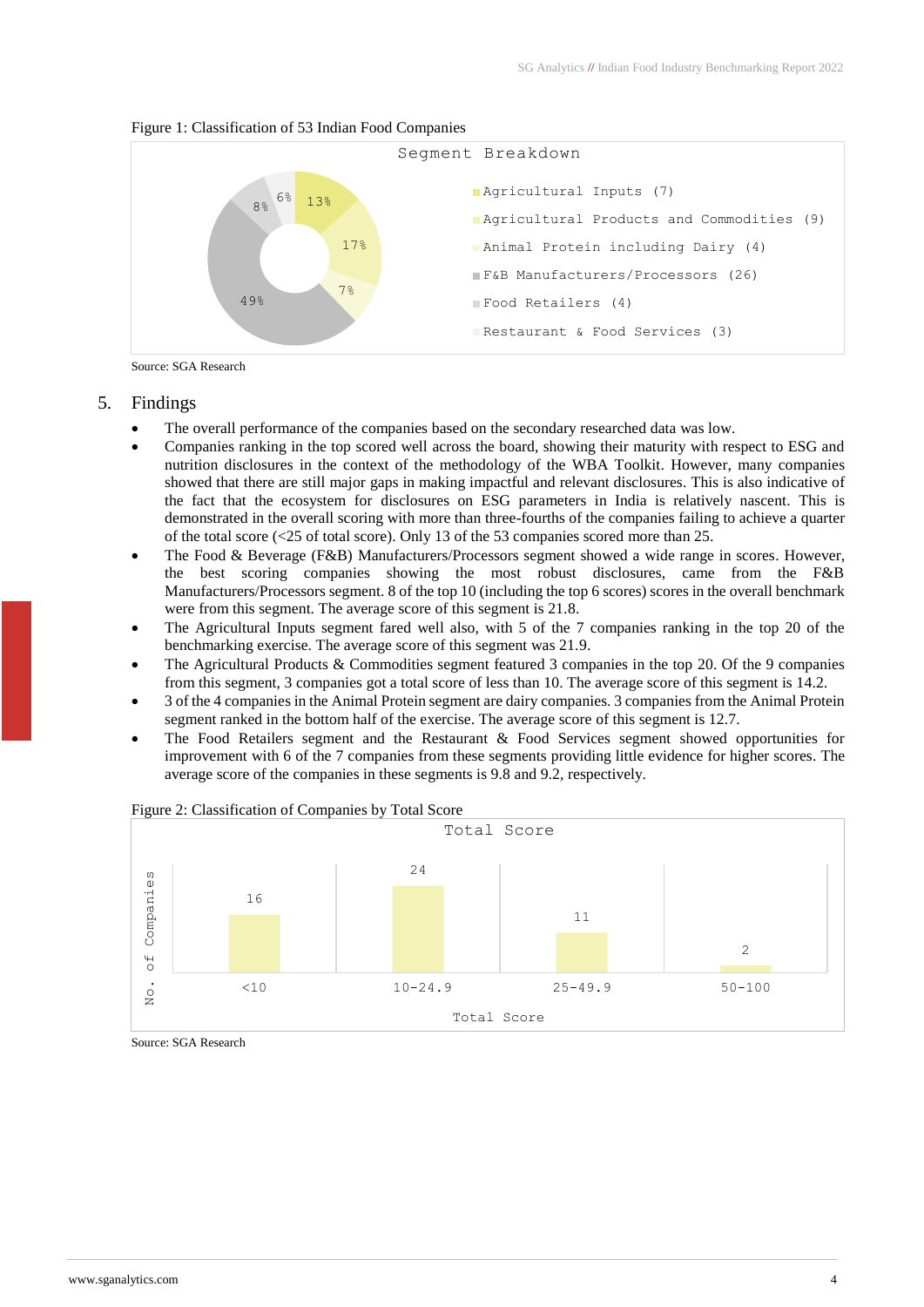Figure 1: Classification of 53 Indian Food Companies

Segment Breakdown

- Agricultural Inputs (7) — 13%
- Agricultural Products and Commodities (9) — 17%
- Animal Protein including Dairy (4) — 7%
- F&B Manufacturers/Processors (26) — 49%
- Food Retailers (4) — 8%
- Restaurant & Food Services (3) — 6%

Source: SGA Research

## 5. Findings

- The overall performance of the companies based on the secondary researched data was low.
- Companies ranking in the top scored well across the board, showing their maturity with respect to ESG and nutrition disclosures in the context of the methodology of the WBA Toolkit. However, many companies showed that there are still major gaps in making impactful and relevant disclosures. This is also indicative of the fact that the ecosystem for disclosures on ESG parameters in India is relatively nascent. This is demonstrated in the overall scoring with more than three-fourths of the companies failing to achieve a quarter of the total score (<25 of total score). Only 13 of the 53 companies scored more than 25.
- The Food & Beverage (F&B) Manufacturers/Processors segment showed a wide range in scores. However, the best scoring companies showing the most robust disclosures, came from the F&B Manufacturers/Processors segment. 8 of the top 10 (including the top 6 scores) scores in the overall benchmark were from this segment. The average score of this segment is 21.8.
- The Agricultural Inputs segment fared well also, with 5 of the 7 companies ranking in the top 20 of the benchmarking exercise. The average score of this segment was 21.9.
- The Agricultural Products & Commodities segment featured 3 companies in the top 20. Of the 9 companies from this segment, 3 companies got a total score of less than 10. The average score of this segment is 14.2.
- 3 of the 4 companies in the Animal Protein segment are dairy companies. 3 companies from the Animal Protein segment ranked in the bottom half of the exercise. The average score of this segment is 12.7.
- The Food Retailers segment and the Restaurant & Food Services segment showed opportunities for improvement with 6 of the 7 companies from these segments providing little evidence for higher scores. The average score of the companies in these segments is 9.8 and 9.2, respectively.

Figure 2: Classification of Companies by Total Score

Total Score

| Total Score | No. of Companies |
|---|---|
| <10 | 16 |
| 10-24.9 | 24 |
| 25-49.9 | 11 |
| 50-100 | 2 |

Source: SGA Research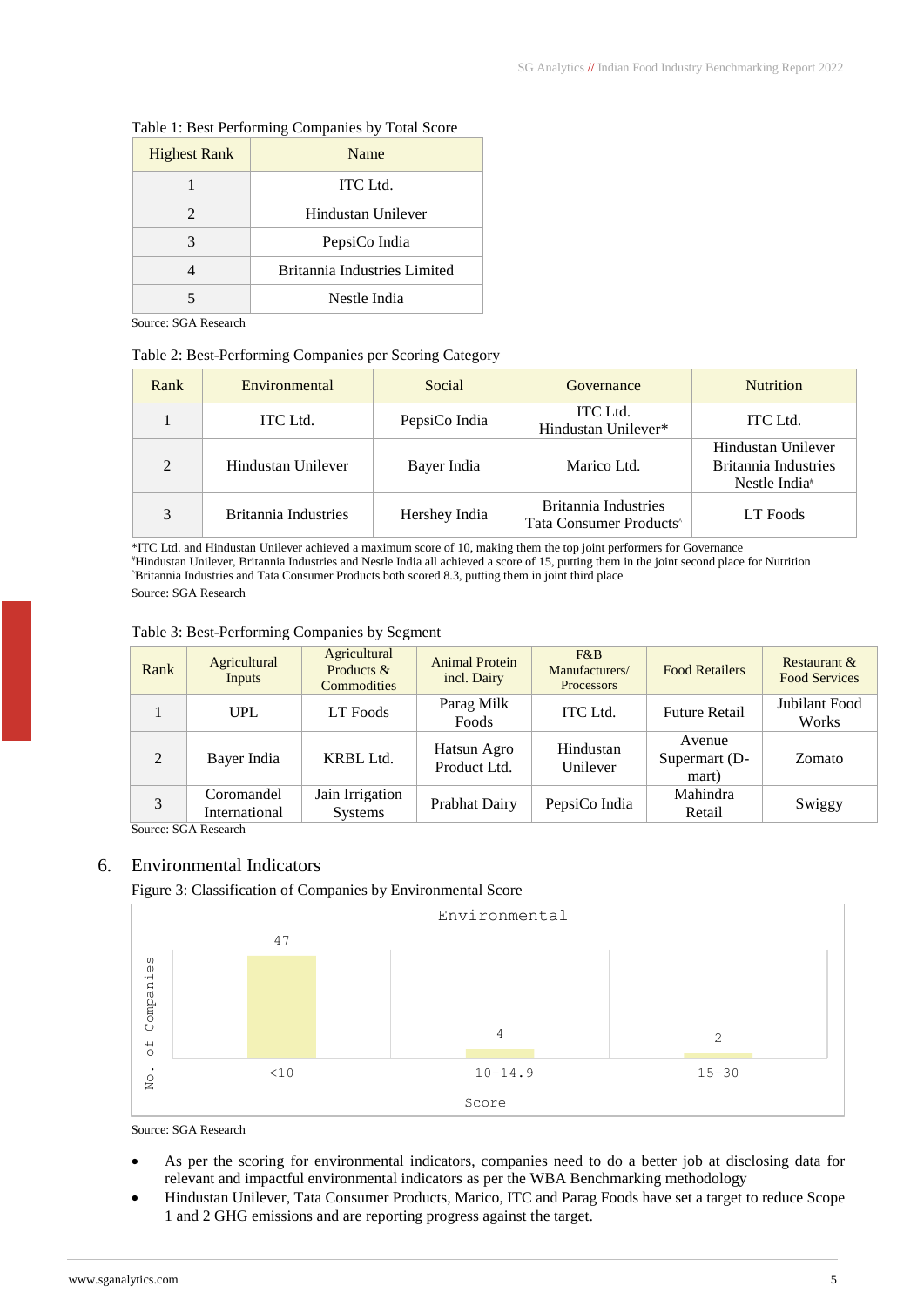Table 1: Best Performing Companies by Total Score

| Highest Rank | Name |
|---|---|
| 1 | ITC Ltd. |
| 2 | Hindustan Unilever |
| 3 | PepsiCo India |
| 4 | Britannia Industries Limited |
| 5 | Nestle India |

Source: SGA Research

Table 2: Best-Performing Companies per Scoring Category

| Rank | Environmental | Social | Governance | Nutrition |
|---|---|---|---|---|
| 1 | ITC Ltd. | PepsiCo India | ITC Ltd. Hindustan Unilever* | ITC Ltd. |
| 2 | Hindustan Unilever | Bayer India | Marico Ltd. | Hindustan Unilever Britannia Industries Nestle India# |
| 3 | Britannia Industries | Hershey India | Britannia Industries Tata Consumer Products^ | LT Foods |

*ITC Ltd. and Hindustan Unilever achieved a maximum score of 10, making them the top joint performers for Governance
#Hindustan Unilever, Britannia Industries and Nestle India all achieved a score of 15, putting them in the joint second place for Nutrition
^Britannia Industries and Tata Consumer Products both scored 8.3, putting them in joint third place

Source: SGA Research

Table 3: Best-Performing Companies by Segment

| Rank | Agricultural Inputs | Agricultural Products & Commodities | Animal Protein incl. Dairy | F&B Manufacturers/ Processors | Food Retailers | Restaurant & Food Services |
|---|---|---|---|---|---|---|
| 1 | UPL | LT Foods | Parag Milk Foods | ITC Ltd. | Future Retail | Jubilant Food Works |
| 2 | Bayer India | KRBL Ltd. | Hatsun Agro Product Ltd. | Hindustan Unilever | Avenue Supermart (D-mart) | Zomato |
| 3 | Coromandel International | Jain Irrigation Systems | Prabhat Dairy | PepsiCo India | Mahindra Retail | Swiggy |

Source: SGA Research

## 6. Environmental Indicators

Figure 3: Classification of Companies by Environmental Score

| Score | No. of Companies |
|---|---|
| <10 | 47 |
| 10-14.9 | 4 |
| 15-30 | 2 |

Source: SGA Research

- As per the scoring for environmental indicators, companies need to do a better job at disclosing data for relevant and impactful environmental indicators as per the WBA Benchmarking methodology
- Hindustan Unilever, Tata Consumer Products, Marico, ITC and Parag Foods have set a target to reduce Scope 1 and 2 GHG emissions and are reporting progress against the target.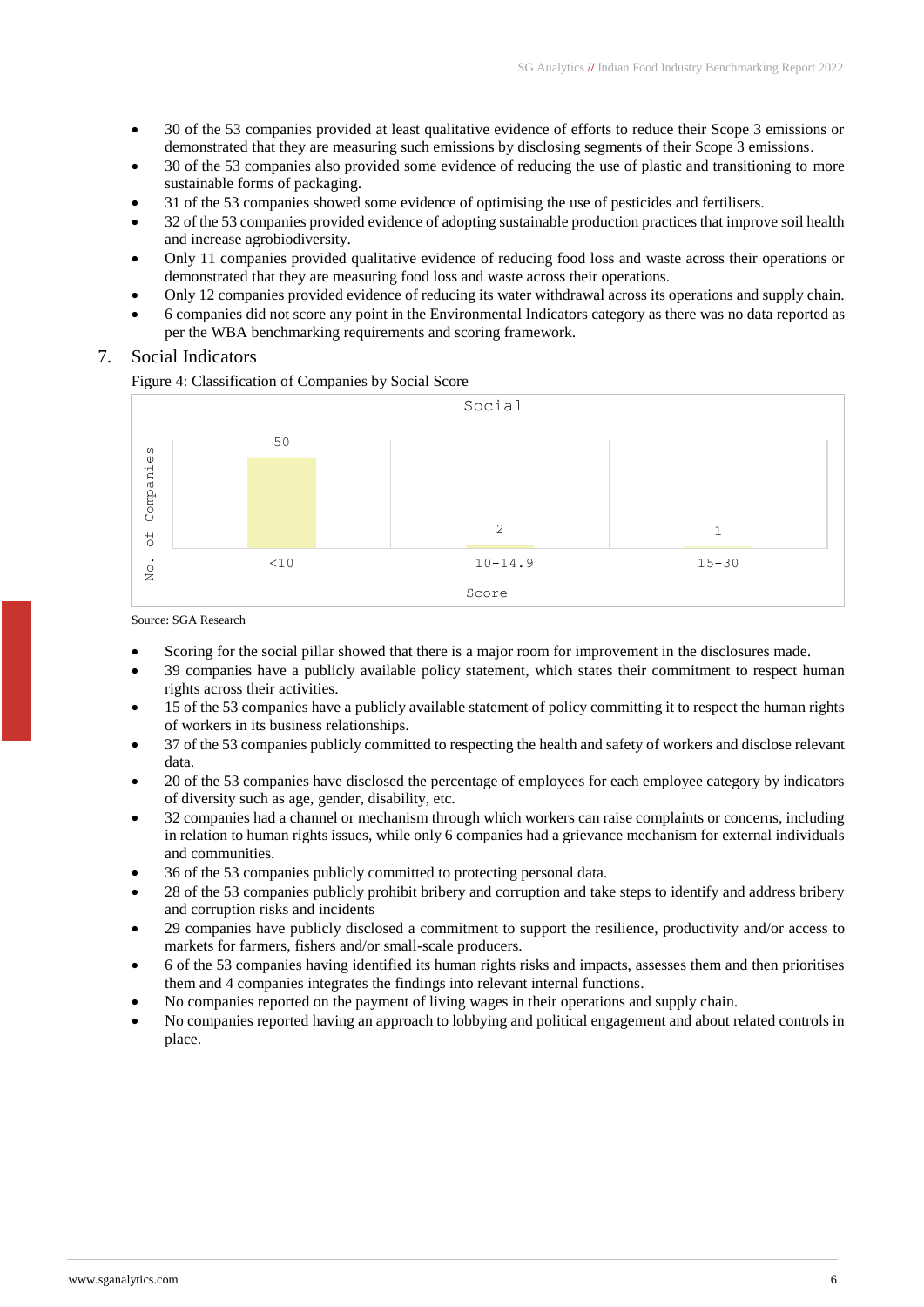- 30 of the 53 companies provided at least qualitative evidence of efforts to reduce their Scope 3 emissions or demonstrated that they are measuring such emissions by disclosing segments of their Scope 3 emissions.
- 30 of the 53 companies also provided some evidence of reducing the use of plastic and transitioning to more sustainable forms of packaging.
- 31 of the 53 companies showed some evidence of optimising the use of pesticides and fertilisers.
- 32 of the 53 companies provided evidence of adopting sustainable production practices that improve soil health and increase agrobiodiversity.
- Only 11 companies provided qualitative evidence of reducing food loss and waste across their operations or demonstrated that they are measuring food loss and waste across their operations.
- Only 12 companies provided evidence of reducing its water withdrawal across its operations and supply chain.
- 6 companies did not score any point in the Environmental Indicators category as there was no data reported as per the WBA benchmarking requirements and scoring framework.

## 7. Social Indicators

Figure 4: Classification of Companies by Social Score

| Score | No. of Companies |
|---|---|
| <10 | 50 |
| 10-14.9 | 2 |
| 15-30 | 1 |

Source: SGA Research

- Scoring for the social pillar showed that there is a major room for improvement in the disclosures made.
- 39 companies have a publicly available policy statement, which states their commitment to respect human rights across their activities.
- 15 of the 53 companies have a publicly available statement of policy committing it to respect the human rights of workers in its business relationships.
- 37 of the 53 companies publicly committed to respecting the health and safety of workers and disclose relevant data.
- 20 of the 53 companies have disclosed the percentage of employees for each employee category by indicators of diversity such as age, gender, disability, etc.
- 32 companies had a channel or mechanism through which workers can raise complaints or concerns, including in relation to human rights issues, while only 6 companies had a grievance mechanism for external individuals and communities.
- 36 of the 53 companies publicly committed to protecting personal data.
- 28 of the 53 companies publicly prohibit bribery and corruption and take steps to identify and address bribery and corruption risks and incidents
- 29 companies have publicly disclosed a commitment to support the resilience, productivity and/or access to markets for farmers, fishers and/or small-scale producers.
- 6 of the 53 companies having identified its human rights risks and impacts, assesses them and then prioritises them and 4 companies integrates the findings into relevant internal functions.
- No companies reported on the payment of living wages in their operations and supply chain.
- No companies reported having an approach to lobbying and political engagement and about related controls in place.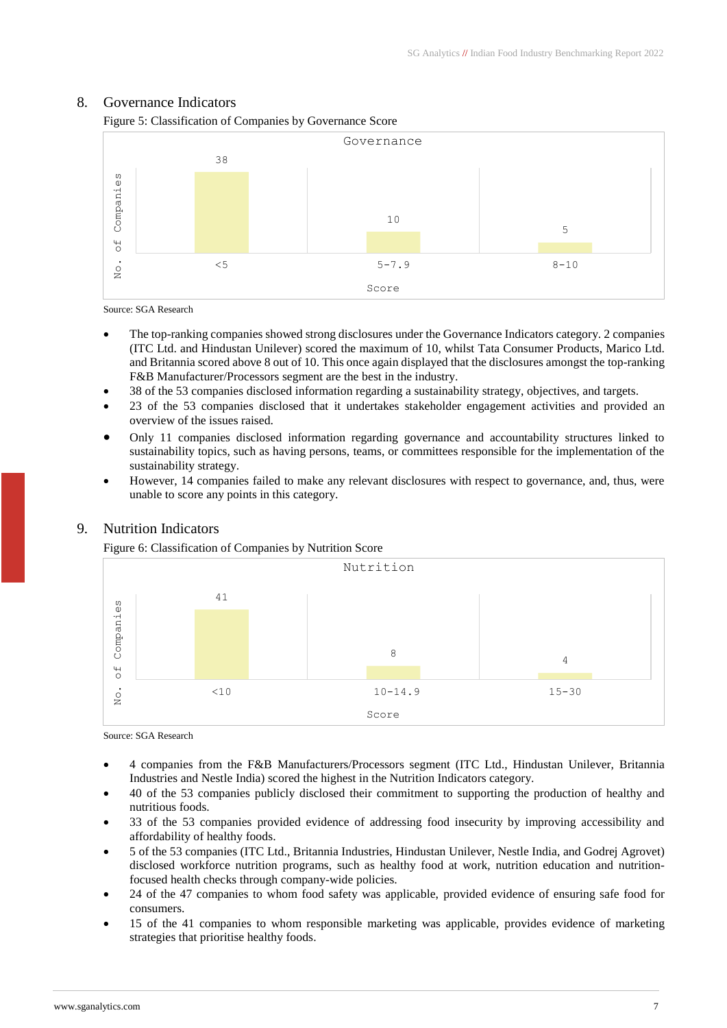## 8. Governance Indicators

Figure 5: Classification of Companies by Governance Score

| Score | No. of Companies |
|---|---|
| <5 | 38 |
| 5-7.9 | 10 |
| 8-10 | 5 |

Source: SGA Research

- The top-ranking companies showed strong disclosures under the Governance Indicators category. 2 companies (ITC Ltd. and Hindustan Unilever) scored the maximum of 10, whilst Tata Consumer Products, Marico Ltd. and Britannia scored above 8 out of 10. This once again displayed that the disclosures amongst the top-ranking F&B Manufacturer/Processors segment are the best in the industry.
- 38 of the 53 companies disclosed information regarding a sustainability strategy, objectives, and targets.
- 23 of the 53 companies disclosed that it undertakes stakeholder engagement activities and provided an overview of the issues raised.
- Only 11 companies disclosed information regarding governance and accountability structures linked to sustainability topics, such as having persons, teams, or committees responsible for the implementation of the sustainability strategy.
- However, 14 companies failed to make any relevant disclosures with respect to governance, and, thus, were unable to score any points in this category.

## 9. Nutrition Indicators

Figure 6: Classification of Companies by Nutrition Score

| Score | No. of Companies |
|---|---|
| <10 | 41 |
| 10-14.9 | 8 |
| 15-30 | 4 |

Source: SGA Research

- 4 companies from the F&B Manufacturers/Processors segment (ITC Ltd., Hindustan Unilever, Britannia Industries and Nestle India) scored the highest in the Nutrition Indicators category.
- 40 of the 53 companies publicly disclosed their commitment to supporting the production of healthy and nutritious foods.
- 33 of the 53 companies provided evidence of addressing food insecurity by improving accessibility and affordability of healthy foods.
- 5 of the 53 companies (ITC Ltd., Britannia Industries, Hindustan Unilever, Nestle India, and Godrej Agrovet) disclosed workforce nutrition programs, such as healthy food at work, nutrition education and nutrition-focused health checks through company-wide policies.
- 24 of the 47 companies to whom food safety was applicable, provided evidence of ensuring safe food for consumers.
- 15 of the 41 companies to whom responsible marketing was applicable, provides evidence of marketing strategies that prioritise healthy foods.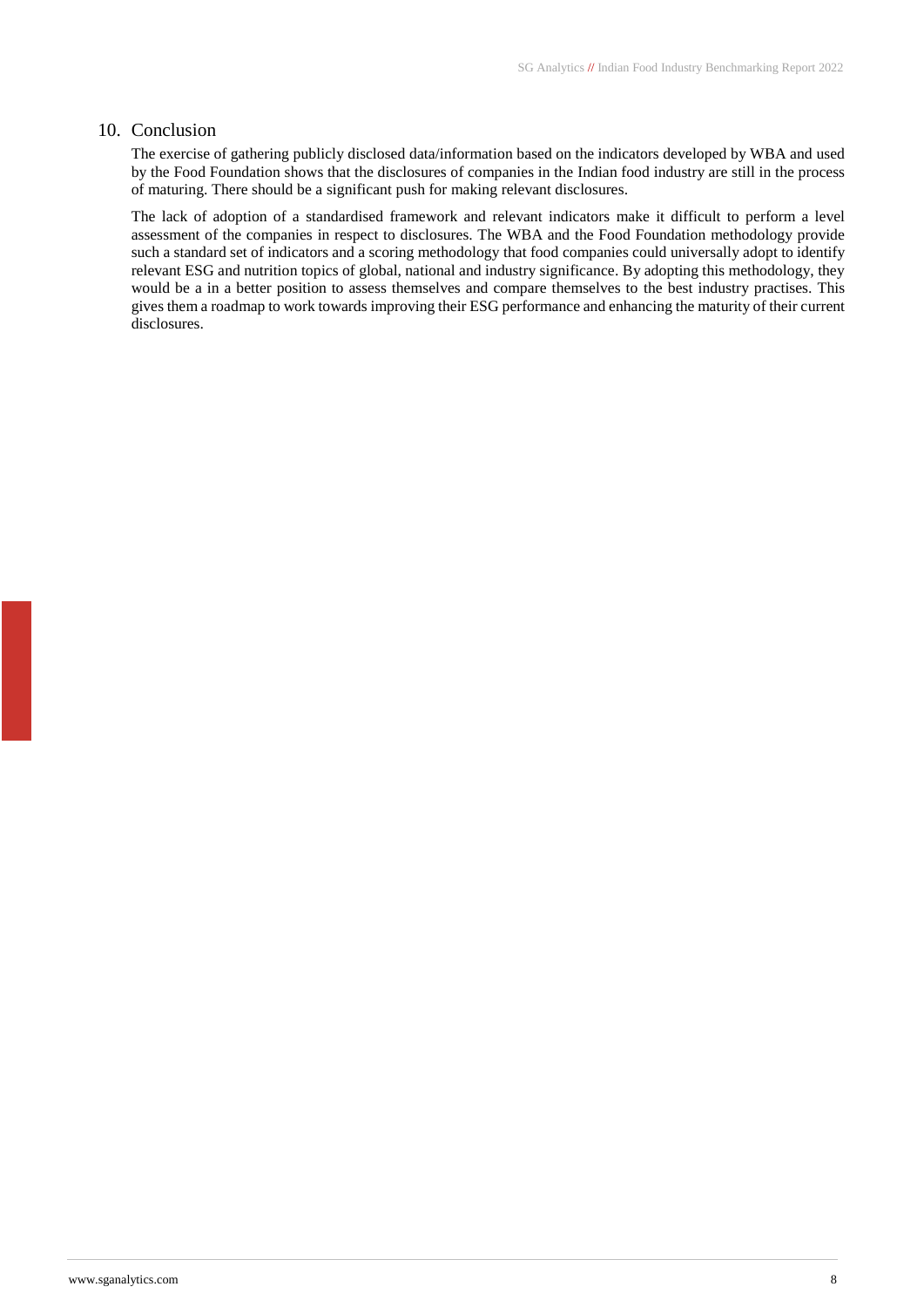## 10. Conclusion

The exercise of gathering publicly disclosed data/information based on the indicators developed by WBA and used by the Food Foundation shows that the disclosures of companies in the Indian food industry are still in the process of maturing. There should be a significant push for making relevant disclosures.

The lack of adoption of a standardised framework and relevant indicators make it difficult to perform a level assessment of the companies in respect to disclosures. The WBA and the Food Foundation methodology provide such a standard set of indicators and a scoring methodology that food companies could universally adopt to identify relevant ESG and nutrition topics of global, national and industry significance. By adopting this methodology, they would be a in a better position to assess themselves and compare themselves to the best industry practises. This gives them a roadmap to work towards improving their ESG performance and enhancing the maturity of their current disclosures.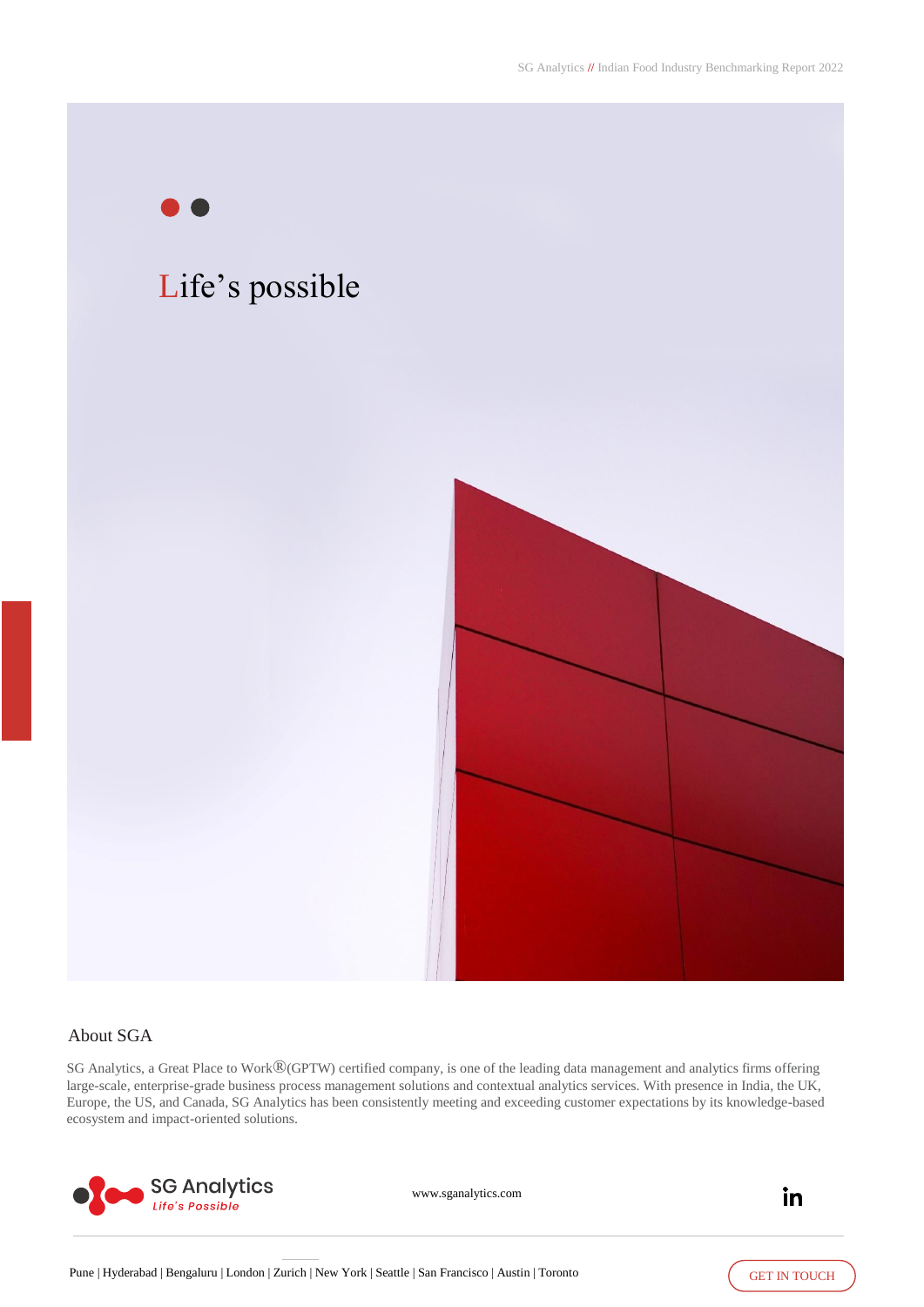Life's possible

## About SGA

SG Analytics, a Great Place to Work®(GPTW) certified company, is one of the leading data management and analytics firms offering large-scale, enterprise-grade business process management solutions and contextual analytics services. With presence in India, the UK, Europe, the US, and Canada, SG Analytics has been consistently meeting and exceeding customer expectations by its knowledge-based ecosystem and impact-oriented solutions.

SG Analytics
Life's Possible

www.sganalytics.com

Pune | Hyderabad | Bengaluru | London | Zurich | New York | Seattle | San Francisco | Austin | Toronto

GET IN TOUCH